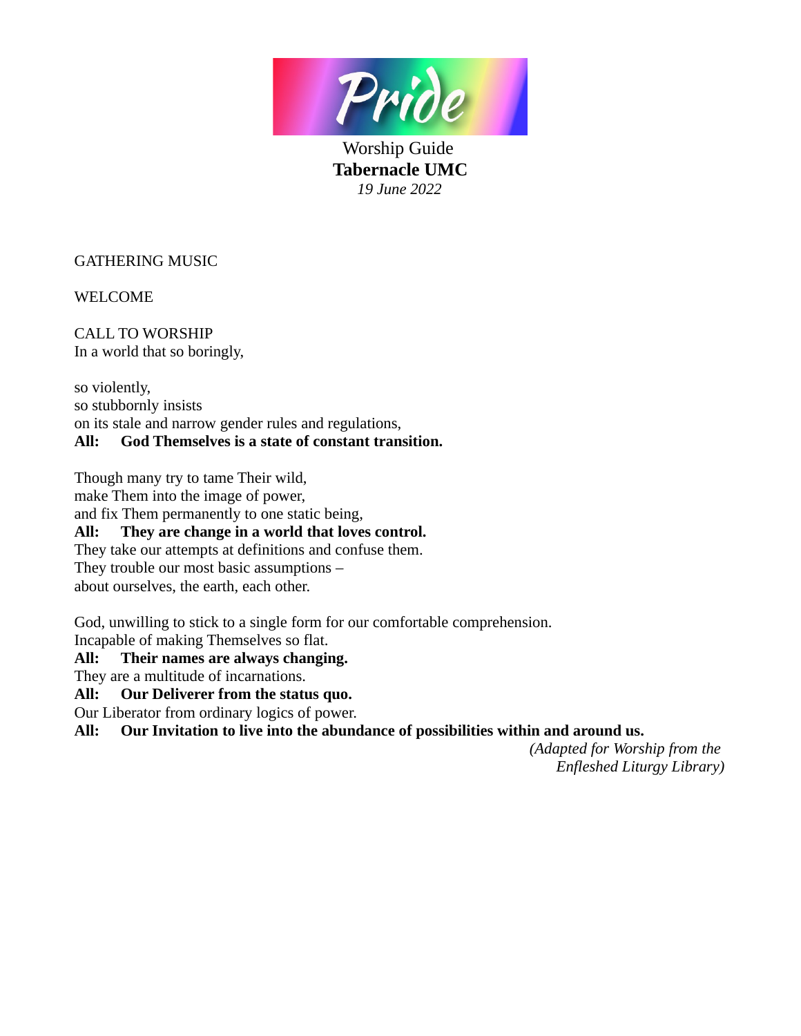Pride

Worship Guide
**Tabernacle UMC**
*19 June 2022*

GATHERING MUSIC

WELCOME

CALL TO WORSHIP
In a world that so boringly,

so violently,
so stubbornly insists
on its stale and narrow gender rules and regulations,
**All: God Themselves is a state of constant transition.**

Though many try to tame Their wild,
make Them into the image of power,
and fix Them permanently to one static being,
**All: They are change in a world that loves control.**
They take our attempts at definitions and confuse them.
They trouble our most basic assumptions –
about ourselves, the earth, each other.

God, unwilling to stick to a single form for our comfortable comprehension.
Incapable of making Themselves so flat.
**All: Their names are always changing.**
They are a multitude of incarnations.
**All: Our Deliverer from the status quo.**
Our Liberator from ordinary logics of power.
**All: Our Invitation to live into the abundance of possibilities within and around us.**

*(Adapted for Worship from the Enfleshed Liturgy Library)*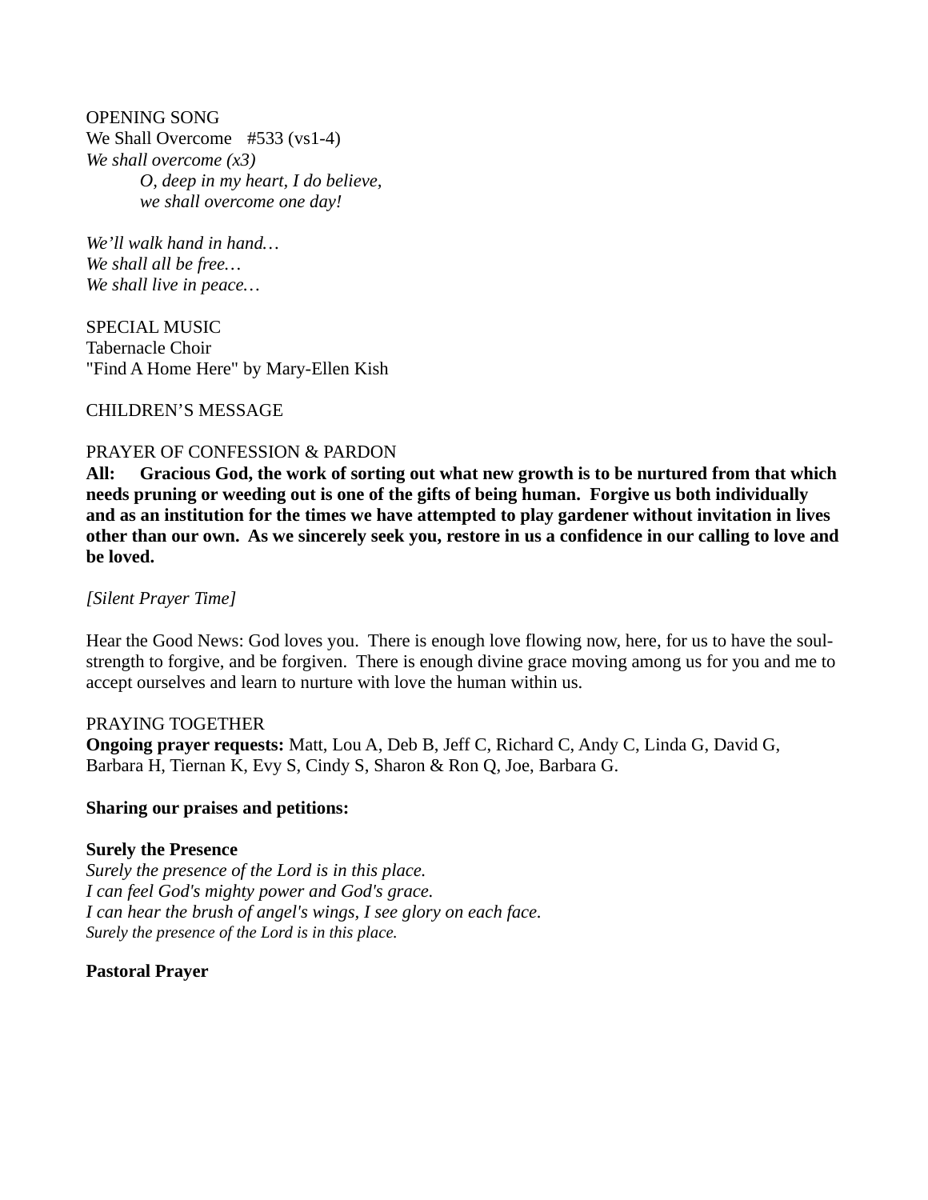OPENING SONG
We Shall Overcome   #533 (vs1-4)
*We shall overcome (x3)*
*O, deep in my heart, I do believe,*
*we shall overcome one day!*

*We'll walk hand in hand…*
*We shall all be free…*
*We shall live in peace…*

SPECIAL MUSIC
Tabernacle Choir
"Find A Home Here" by Mary-Ellen Kish

CHILDREN'S MESSAGE

PRAYER OF CONFESSION & PARDON
**All:   Gracious God, the work of sorting out what new growth is to be nurtured from that which needs pruning or weeding out is one of the gifts of being human.  Forgive us both individually and as an institution for the times we have attempted to play gardener without invitation in lives other than our own.  As we sincerely seek you, restore in us a confidence in our calling to love and be loved.**

*[Silent Prayer Time]*

Hear the Good News: God loves you.  There is enough love flowing now, here, for us to have the soul-strength to forgive, and be forgiven.  There is enough divine grace moving among us for you and me to accept ourselves and learn to nurture with love the human within us.

PRAYING TOGETHER
**Ongoing prayer requests:** Matt, Lou A, Deb B, Jeff C, Richard C, Andy C, Linda G, David G, Barbara H, Tiernan K, Evy S, Cindy S, Sharon & Ron Q, Joe, Barbara G.

**Sharing our praises and petitions:**

**Surely the Presence**
*Surely the presence of the Lord is in this place.*
*I can feel God's mighty power and God's grace.*
*I can hear the brush of angel's wings, I see glory on each face.*
*Surely the presence of the Lord is in this place.*

**Pastoral Prayer**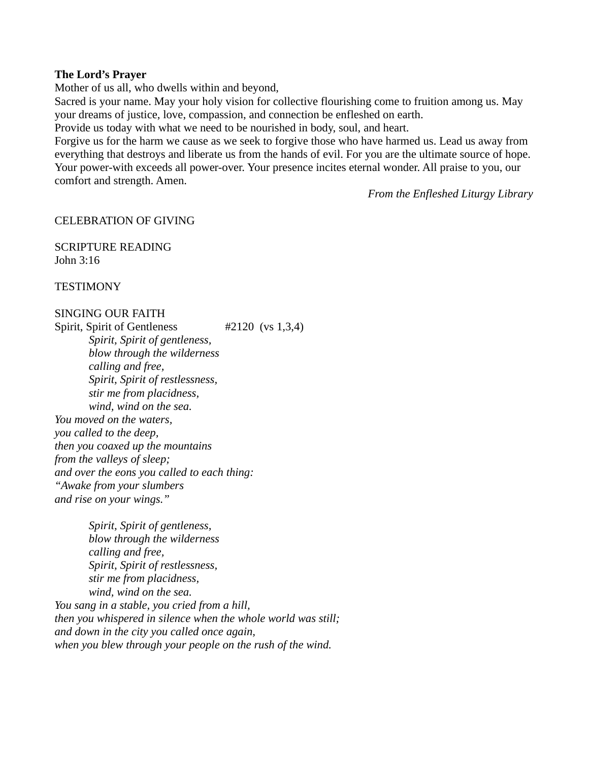**The Lord's Prayer**

Mother of us all, who dwells within and beyond,
Sacred is your name. May your holy vision for collective flourishing come to fruition among us. May your dreams of justice, love, compassion, and connection be enfleshed on earth.
Provide us today with what we need to be nourished in body, soul, and heart.
Forgive us for the harm we cause as we seek to forgive those who have harmed us. Lead us away from everything that destroys and liberate us from the hands of evil. For you are the ultimate source of hope. Your power-with exceeds all power-over. Your presence incites eternal wonder. All praise to you, our comfort and strength. Amen.

*From the Enfleshed Liturgy Library*

CELEBRATION OF GIVING

SCRIPTURE READING
John 3:16

TESTIMONY

SINGING OUR FAITH
Spirit, Spirit of Gentleness #2120 (vs 1,3,4)

> *Spirit, Spirit of gentleness,*
> *blow through the wilderness*
> *calling and free,*
> *Spirit, Spirit of restlessness,*
> *stir me from placidness,*
> *wind, wind on the sea.*

*You moved on the waters,*
*you called to the deep,*
*then you coaxed up the mountains*
*from the valleys of sleep;*
*and over the eons you called to each thing:*
*"Awake from your slumbers*
*and rise on your wings."*

> *Spirit, Spirit of gentleness,*
> *blow through the wilderness*
> *calling and free,*
> *Spirit, Spirit of restlessness,*
> *stir me from placidness,*
> *wind, wind on the sea.*

*You sang in a stable, you cried from a hill,*
*then you whispered in silence when the whole world was still;*
*and down in the city you called once again,*
*when you blew through your people on the rush of the wind.*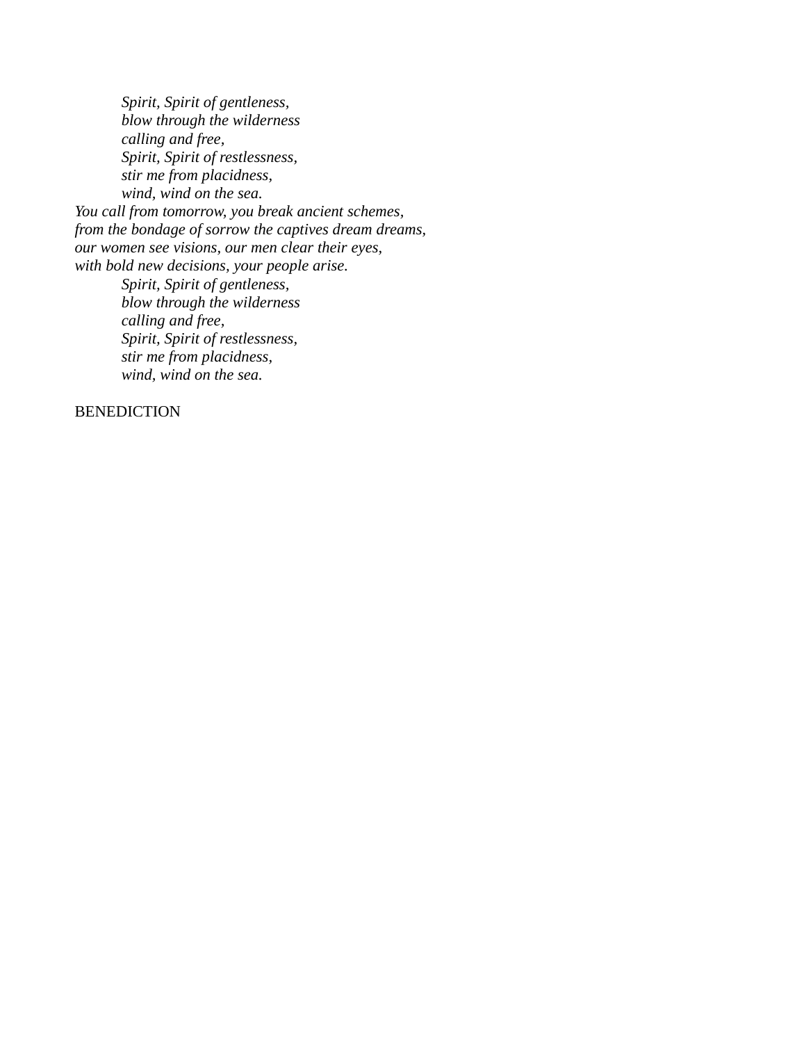*Spirit, Spirit of gentleness,*
*blow through the wilderness*
*calling and free,*
*Spirit, Spirit of restlessness,*
*stir me from placidness,*
*wind, wind on the sea.*

*You call from tomorrow, you break ancient schemes,*
*from the bondage of sorrow the captives dream dreams,*
*our women see visions, our men clear their eyes,*
*with bold new decisions, your people arise.*

*Spirit, Spirit of gentleness,*
*blow through the wilderness*
*calling and free,*
*Spirit, Spirit of restlessness,*
*stir me from placidness,*
*wind, wind on the sea.*

BENEDICTION